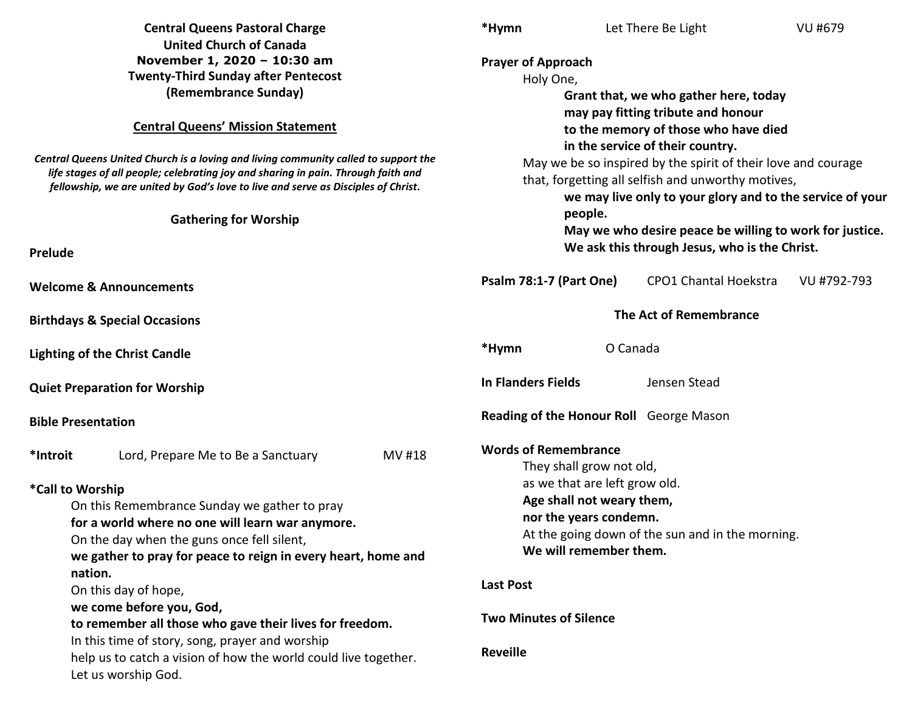**Central Queens Pastoral Charge**
**United Church of Canada**
**November 1, 2020 – 10:30 am**
**Twenty-Third Sunday after Pentecost**
**(Remembrance Sunday)**

**Central Queens' Mission Statement**

***Central Queens United Church is a loving and living community called to support the life stages of all people; celebrating joy and sharing in pain. Through faith and fellowship, we are united by God's love to live and serve as Disciples of Christ.***

## Gathering for Worship

**Prelude**

**Welcome & Announcements**

**Birthdays & Special Occasions**

**Lighting of the Christ Candle**

**Quiet Preparation for Worship**

**Bible Presentation**

**\*Introit** Lord, Prepare Me to Be a Sanctuary MV #18

**\*Call to Worship**

On this Remembrance Sunday we gather to pray
**for a world where no one will learn war anymore.**
On the day when the guns once fell silent,
**we gather to pray for peace to reign in every heart, home and nation.**
On this day of hope,
**we come before you, God,**
**to remember all those who gave their lives for freedom.**
In this time of story, song, prayer and worship
help us to catch a vision of how the world could live together.
Let us worship God.

**\*Hymn** Let There Be Light VU #679

**Prayer of Approach**

Holy One,
**Grant that, we who gather here, today**
**may pay fitting tribute and honour**
**to the memory of those who have died**
**in the service of their country.**
May we be so inspired by the spirit of their love and courage
that, forgetting all selfish and unworthy motives,
**we may live only to your glory and to the service of your people.**
**May we who desire peace be willing to work for justice.**
**We ask this through Jesus, who is the Christ.**

**Psalm 78:1-7 (Part One)** CPO1 Chantal Hoekstra VU #792-793

## The Act of Remembrance

**\*Hymn** O Canada

**In Flanders Fields** Jensen Stead

**Reading of the Honour Roll** George Mason

**Words of Remembrance**

They shall grow not old,
as we that are left grow old.
**Age shall not weary them,**
**nor the years condemn.**
At the going down of the sun and in the morning.
**We will remember them.**

**Last Post**

**Two Minutes of Silence**

**Reveille**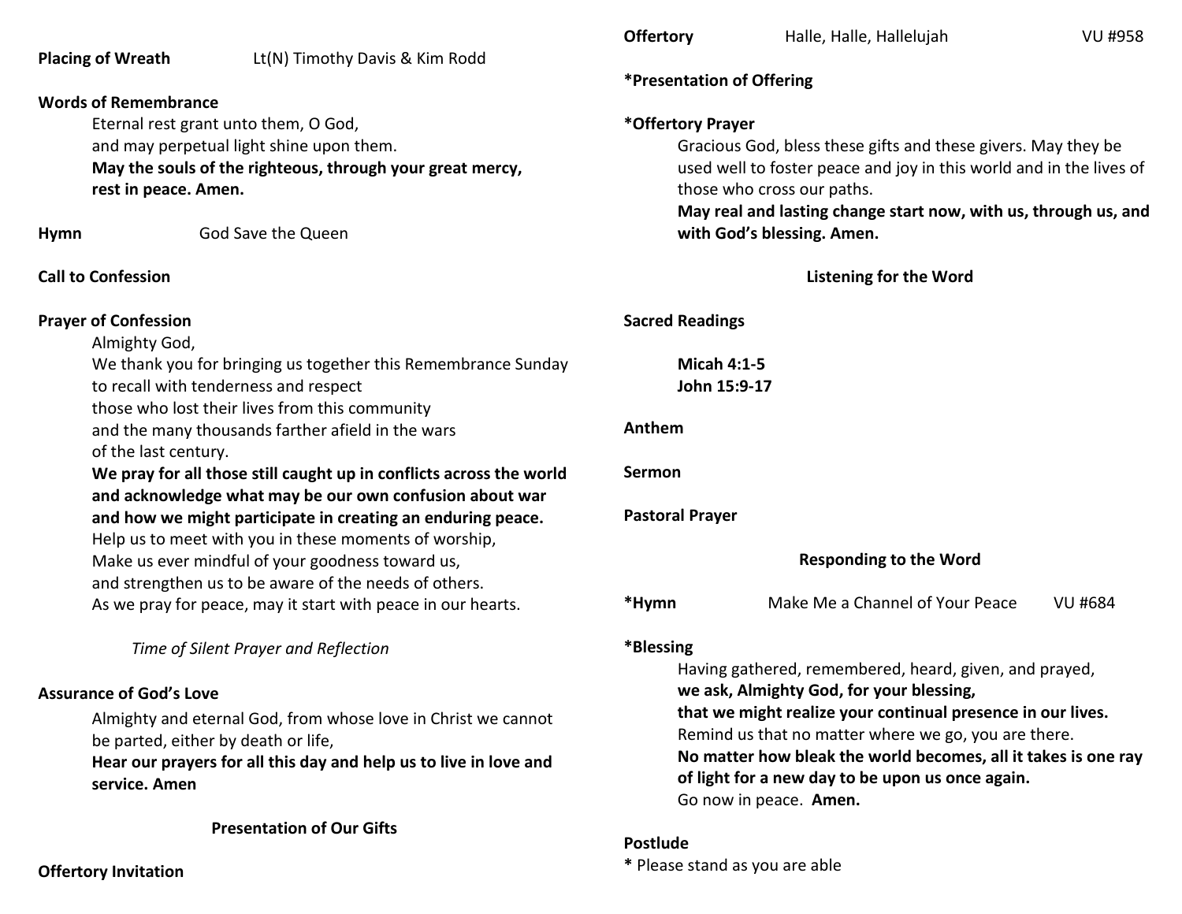**Placing of Wreath** Lt(N) Timothy Davis & Kim Rodd

**Words of Remembrance**

Eternal rest grant unto them, O God,
and may perpetual light shine upon them.
**May the souls of the righteous, through your great mercy,**
**rest in peace. Amen.**

**Hymn** God Save the Queen

**Call to Confession**

**Prayer of Confession**

Almighty God,
We thank you for bringing us together this Remembrance Sunday
to recall with tenderness and respect
those who lost their lives from this community
and the many thousands farther afield in the wars
of the last century.
**We pray for all those still caught up in conflicts across the world**
**and acknowledge what may be our own confusion about war**
**and how we might participate in creating an enduring peace.**
Help us to meet with you in these moments of worship,
Make us ever mindful of your goodness toward us,
and strengthen us to be aware of the needs of others.
As we pray for peace, may it start with peace in our hearts.

*Time of Silent Prayer and Reflection*

**Assurance of God's Love**

Almighty and eternal God, from whose love in Christ we cannot be parted, either by death or life,
**Hear our prayers for all this day and help us to live in love and service. Amen**

**Presentation of Our Gifts**

**Offertory Invitation**

**Offertory** Halle, Halle, Hallelujah VU #958

**\*Presentation of Offering**

**\*Offertory Prayer**

Gracious God, bless these gifts and these givers. May they be used well to foster peace and joy in this world and in the lives of those who cross our paths.
**May real and lasting change start now, with us, through us, and with God's blessing. Amen.**

**Listening for the Word**

**Sacred Readings**

**Micah 4:1-5**
**John 15:9-17**

**Anthem**

**Sermon**

**Pastoral Prayer**

**Responding to the Word**

**\*Hymn** Make Me a Channel of Your Peace VU #684

**\*Blessing**

Having gathered, remembered, heard, given, and prayed,
**we ask, Almighty God, for your blessing,**
**that we might realize your continual presence in our lives.**
Remind us that no matter where we go, you are there.
**No matter how bleak the world becomes, all it takes is one ray of light for a new day to be upon us once again.**
Go now in peace. **Amen.**

**Postlude**

**\*** Please stand as you are able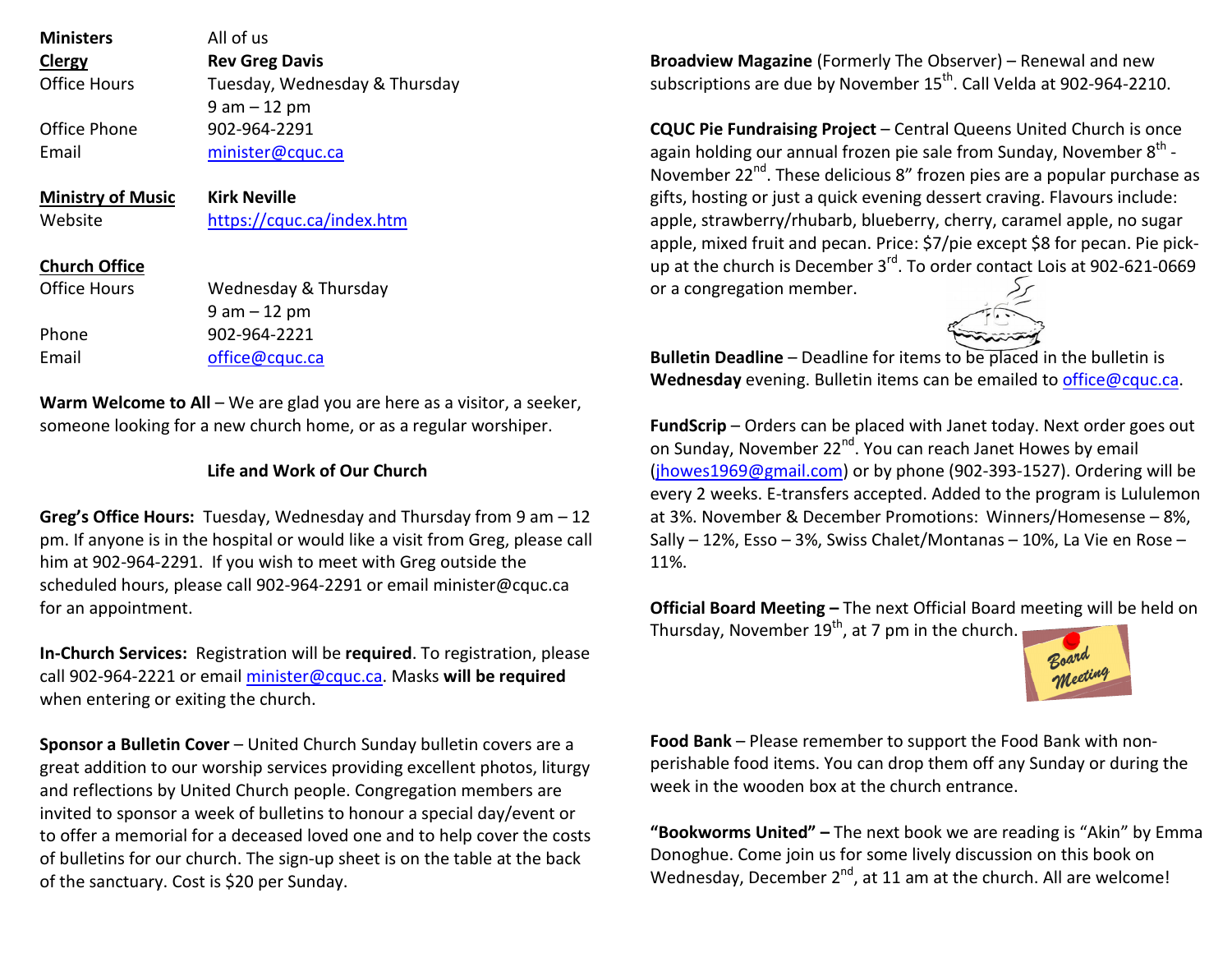| | |
|---|---|
| **Ministers** | All of us |
| **Clergy** | **Rev Greg Davis** |
| Office Hours | Tuesday, Wednesday & Thursday 9 am – 12 pm |
| Office Phone | 902-964-2291 |
| Email | minister@cquc.ca |
| **Ministry of Music** | **Kirk Neville** |
| Website | https://cquc.ca/index.htm |
| **Church Office** | |
| Office Hours | Wednesday & Thursday 9 am – 12 pm |
| Phone | 902-964-2221 |
| Email | office@cquc.ca |

**Warm Welcome to All** – We are glad you are here as a visitor, a seeker, someone looking for a new church home, or as a regular worshiper.

## Life and Work of Our Church

**Greg's Office Hours:** Tuesday, Wednesday and Thursday from 9 am – 12 pm. If anyone is in the hospital or would like a visit from Greg, please call him at 902-964-2291. If you wish to meet with Greg outside the scheduled hours, please call 902-964-2291 or email minister@cquc.ca for an appointment.

**In-Church Services:** Registration will be **required**. To registration, please call 902-964-2221 or email minister@cquc.ca. Masks **will be required** when entering or exiting the church.

**Sponsor a Bulletin Cover** – United Church Sunday bulletin covers are a great addition to our worship services providing excellent photos, liturgy and reflections by United Church people. Congregation members are invited to sponsor a week of bulletins to honour a special day/event or to offer a memorial for a deceased loved one and to help cover the costs of bulletins for our church. The sign-up sheet is on the table at the back of the sanctuary. Cost is $20 per Sunday.

**Broadview Magazine** (Formerly The Observer) – Renewal and new subscriptions are due by November 15th. Call Velda at 902-964-2210.

**CQUC Pie Fundraising Project** – Central Queens United Church is once again holding our annual frozen pie sale from Sunday, November 8th - November 22nd. These delicious 8" frozen pies are a popular purchase as gifts, hosting or just a quick evening dessert craving. Flavours include: apple, strawberry/rhubarb, blueberry, cherry, caramel apple, no sugar apple, mixed fruit and pecan. Price: $7/pie except $8 for pecan. Pie pick-up at the church is December 3rd. To order contact Lois at 902-621-0669 or a congregation member.

**Bulletin Deadline** – Deadline for items to be placed in the bulletin is **Wednesday** evening. Bulletin items can be emailed to office@cquc.ca.

**FundScrip** – Orders can be placed with Janet today. Next order goes out on Sunday, November 22nd. You can reach Janet Howes by email (jhowes1969@gmail.com) or by phone (902-393-1527). Ordering will be every 2 weeks. E-transfers accepted. Added to the program is Lululemon at 3%. November & December Promotions: Winners/Homesense – 8%, Sally – 12%, Esso – 3%, Swiss Chalet/Montanas – 10%, La Vie en Rose – 11%.

**Official Board Meeting –** The next Official Board meeting will be held on Thursday, November 19th, at 7 pm in the church.

**Food Bank** – Please remember to support the Food Bank with non-perishable food items. You can drop them off any Sunday or during the week in the wooden box at the church entrance.

**"Bookworms United" –** The next book we are reading is "Akin" by Emma Donoghue. Come join us for some lively discussion on this book on Wednesday, December 2nd, at 11 am at the church. All are welcome!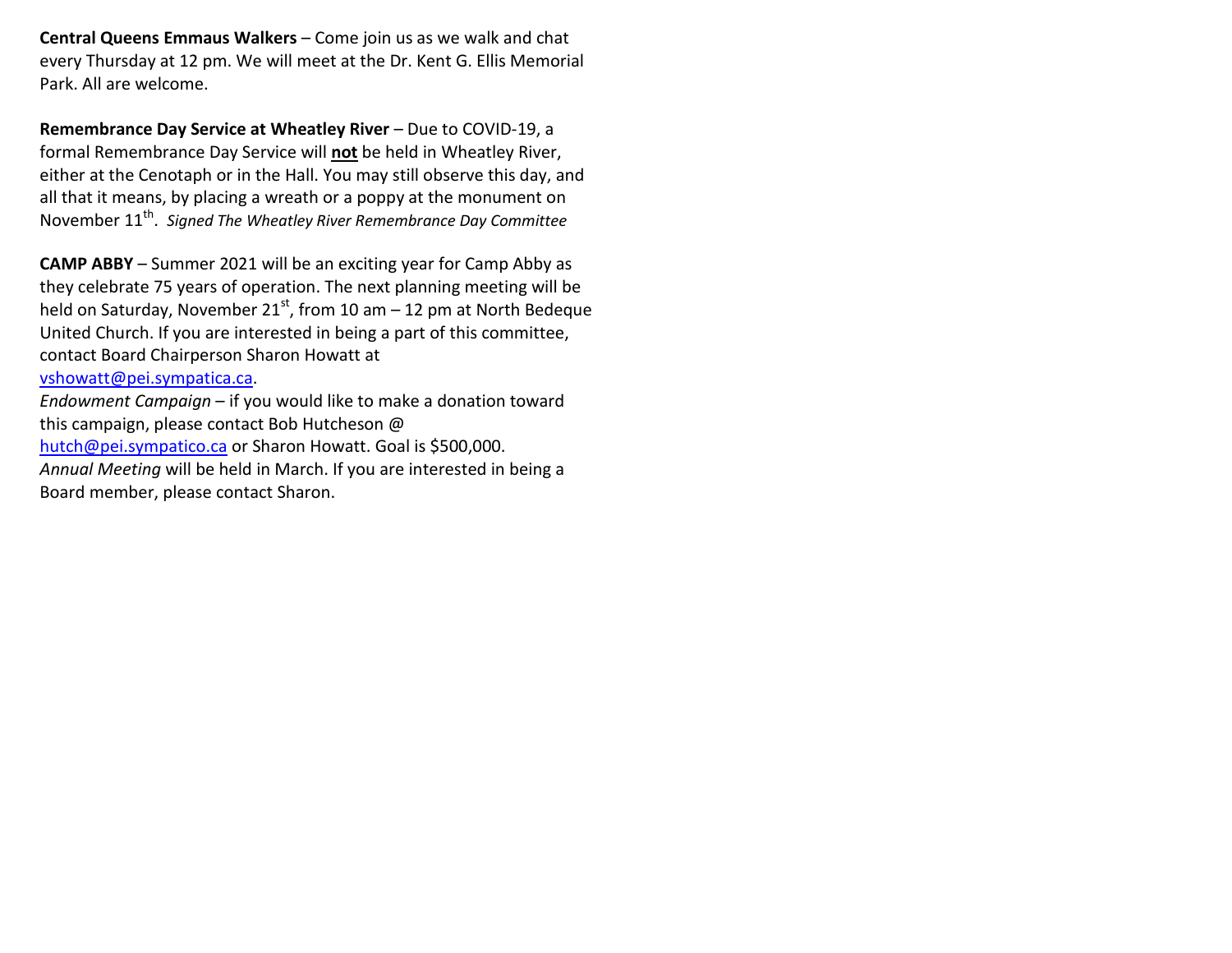**Central Queens Emmaus Walkers** – Come join us as we walk and chat every Thursday at 12 pm. We will meet at the Dr. Kent G. Ellis Memorial Park. All are welcome.

**Remembrance Day Service at Wheatley River** – Due to COVID-19, a formal Remembrance Day Service will **not** be held in Wheatley River, either at the Cenotaph or in the Hall. You may still observe this day, and all that it means, by placing a wreath or a poppy at the monument on November 11th. *Signed The Wheatley River Remembrance Day Committee*

**CAMP ABBY** – Summer 2021 will be an exciting year for Camp Abby as they celebrate 75 years of operation. The next planning meeting will be held on Saturday, November 21st, from 10 am – 12 pm at North Bedeque United Church. If you are interested in being a part of this committee, contact Board Chairperson Sharon Howatt at vshowatt@pei.sympatica.ca.

*Endowment Campaign* – if you would like to make a donation toward this campaign, please contact Bob Hutcheson @ hutch@pei.sympatico.ca or Sharon Howatt. Goal is $500,000.

*Annual Meeting* will be held in March. If you are interested in being a Board member, please contact Sharon.